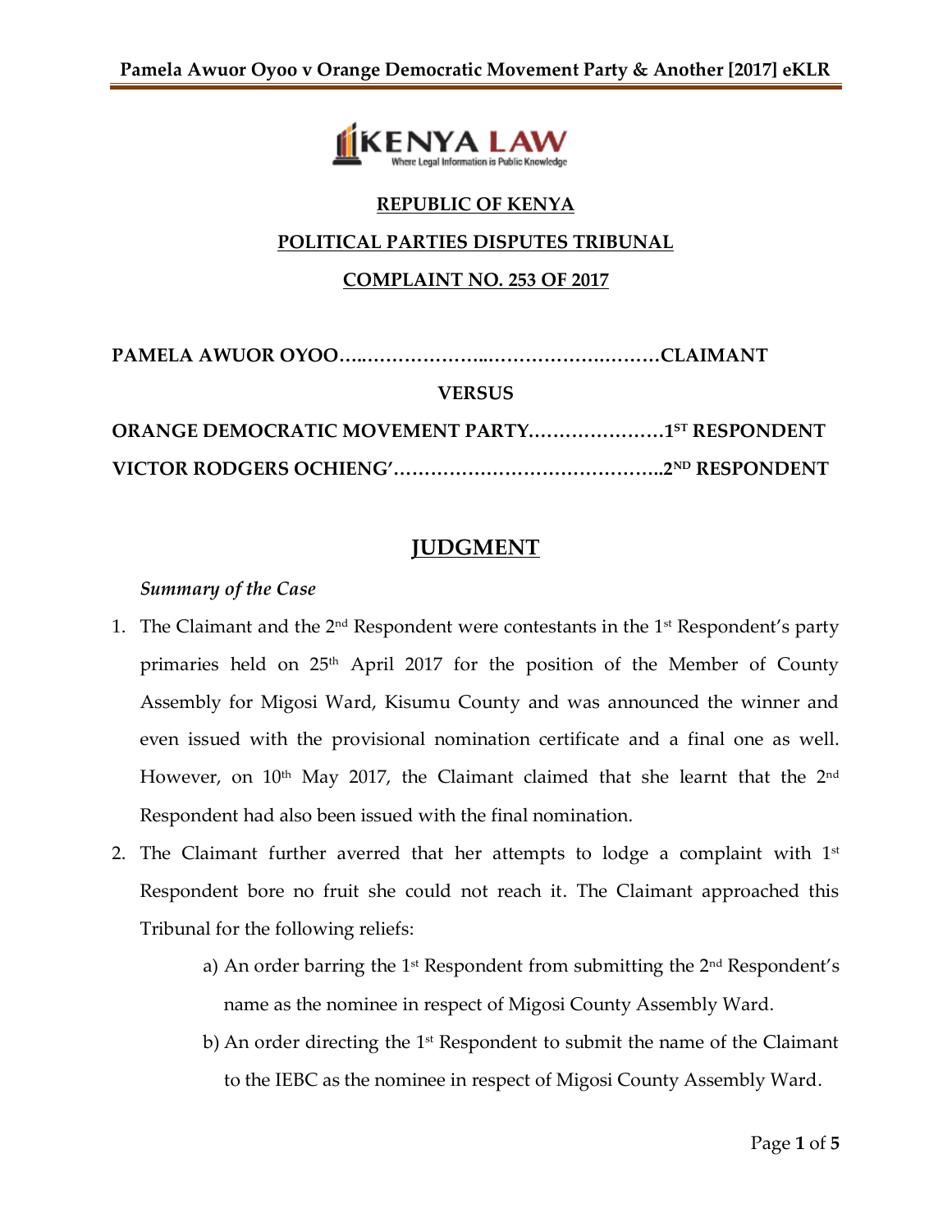**REPUBLIC OF KENYA**

**POLITICAL PARTIES DISPUTES TRIBUNAL**

**COMPLAINT NO. 253 OF 2017**

**PAMELA AWUOR OYOO…..……………..……………….………CLAIMANT**

**VERSUS**

**ORANGE DEMOCRATIC MOVEMENT PARTY…………………1ST RESPONDENT**

**VICTOR RODGERS OCHIENG'……………………………………..2ND RESPONDENT**

# JUDGMENT

*Summary of the Case*

1. The Claimant and the 2nd Respondent were contestants in the 1st Respondent's party primaries held on 25th April 2017 for the position of the Member of County Assembly for Migosi Ward, Kisumu County and was announced the winner and even issued with the provisional nomination certificate and a final one as well. However, on 10th May 2017, the Claimant claimed that she learnt that the 2nd Respondent had also been issued with the final nomination.
2. The Claimant further averred that her attempts to lodge a complaint with 1st Respondent bore no fruit she could not reach it. The Claimant approached this Tribunal for the following reliefs:
   a) An order barring the 1st Respondent from submitting the 2nd Respondent's name as the nominee in respect of Migosi County Assembly Ward.
   b) An order directing the 1st Respondent to submit the name of the Claimant to the IEBC as the nominee in respect of Migosi County Assembly Ward.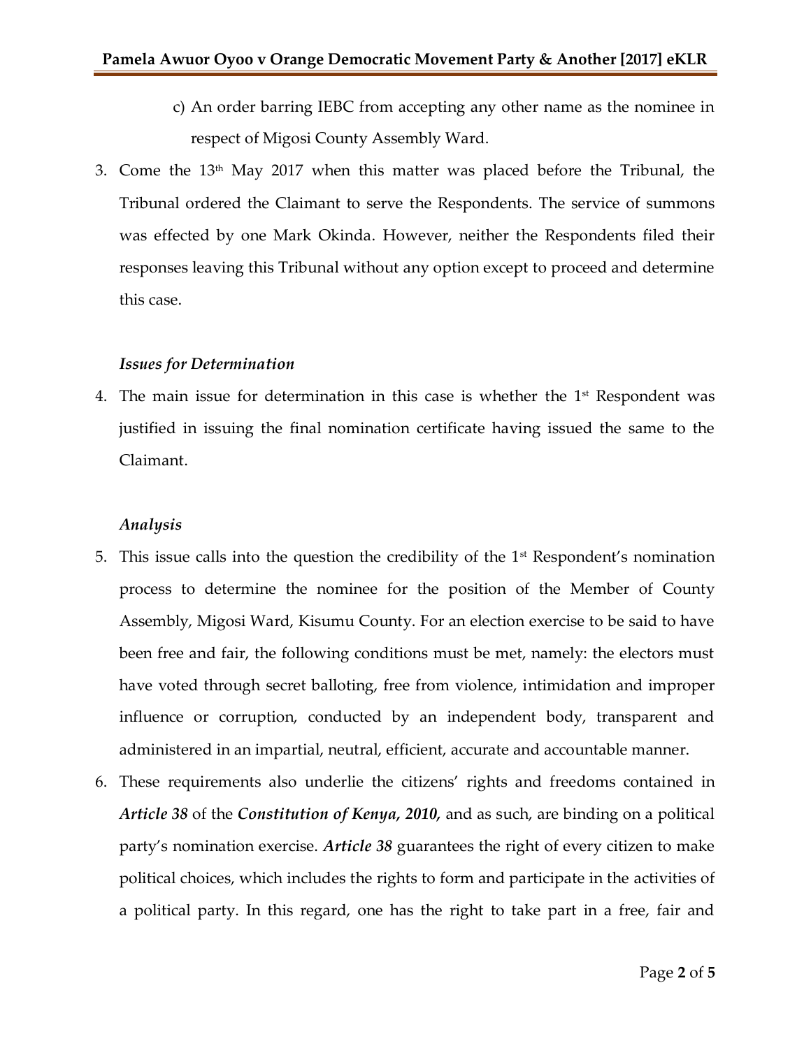c) An order barring IEBC from accepting any other name as the nominee in respect of Migosi County Assembly Ward.

3. Come the 13th May 2017 when this matter was placed before the Tribunal, the Tribunal ordered the Claimant to serve the Respondents. The service of summons was effected by one Mark Okinda. However, neither the Respondents filed their responses leaving this Tribunal without any option except to proceed and determine this case.

### *Issues for Determination*

4. The main issue for determination in this case is whether the 1st Respondent was justified in issuing the final nomination certificate having issued the same to the Claimant.

### *Analysis*

5. This issue calls into the question the credibility of the 1st Respondent's nomination process to determine the nominee for the position of the Member of County Assembly, Migosi Ward, Kisumu County. For an election exercise to be said to have been free and fair, the following conditions must be met, namely: the electors must have voted through secret balloting, free from violence, intimidation and improper influence or corruption, conducted by an independent body, transparent and administered in an impartial, neutral, efficient, accurate and accountable manner.

6. These requirements also underlie the citizens' rights and freedoms contained in ***Article 38*** of the ***Constitution of Kenya, 2010,*** and as such, are binding on a political party's nomination exercise. ***Article 38*** guarantees the right of every citizen to make political choices, which includes the rights to form and participate in the activities of a political party. In this regard, one has the right to take part in a free, fair and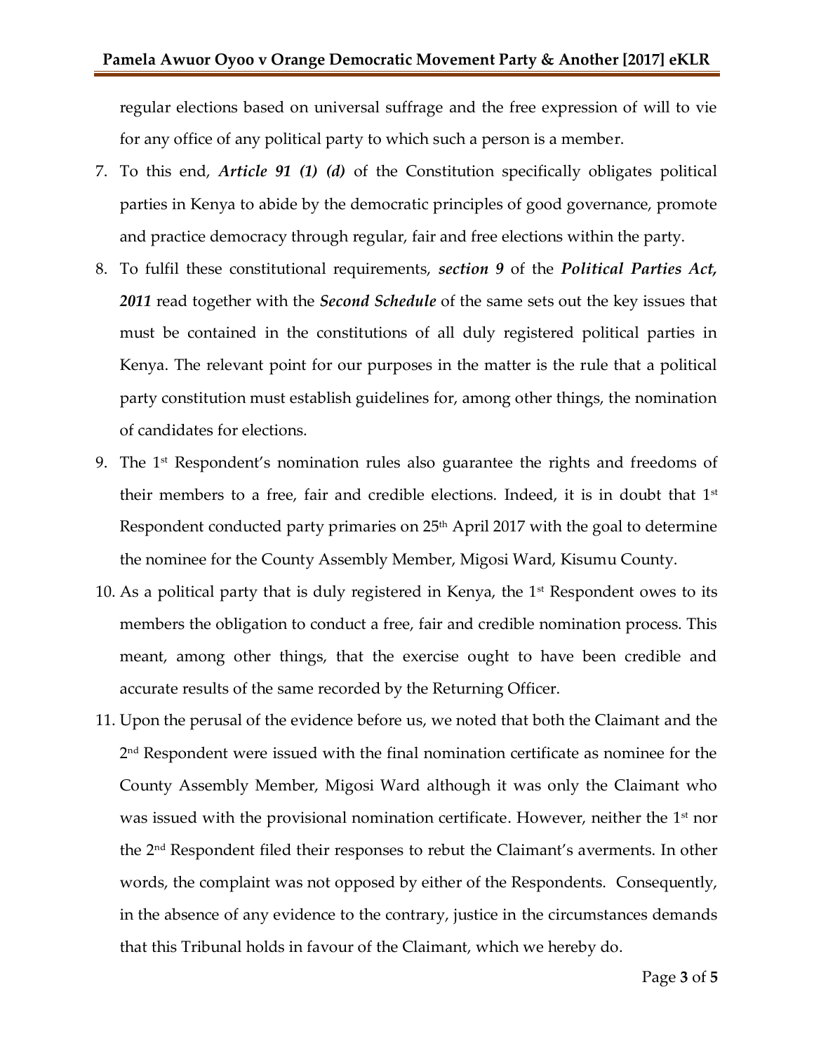regular elections based on universal suffrage and the free expression of will to vie for any office of any political party to which such a person is a member.

7. To this end, ***Article 91 (1) (d)*** of the Constitution specifically obligates political parties in Kenya to abide by the democratic principles of good governance, promote and practice democracy through regular, fair and free elections within the party.
8. To fulfil these constitutional requirements, ***section 9*** of the ***Political Parties Act, 2011*** read together with the ***Second Schedule*** of the same sets out the key issues that must be contained in the constitutions of all duly registered political parties in Kenya. The relevant point for our purposes in the matter is the rule that a political party constitution must establish guidelines for, among other things, the nomination of candidates for elections.
9. The 1st Respondent's nomination rules also guarantee the rights and freedoms of their members to a free, fair and credible elections. Indeed, it is in doubt that 1st Respondent conducted party primaries on 25th April 2017 with the goal to determine the nominee for the County Assembly Member, Migosi Ward, Kisumu County.
10. As a political party that is duly registered in Kenya, the 1st Respondent owes to its members the obligation to conduct a free, fair and credible nomination process. This meant, among other things, that the exercise ought to have been credible and accurate results of the same recorded by the Returning Officer.
11. Upon the perusal of the evidence before us, we noted that both the Claimant and the 2nd Respondent were issued with the final nomination certificate as nominee for the County Assembly Member, Migosi Ward although it was only the Claimant who was issued with the provisional nomination certificate. However, neither the 1st nor the 2nd Respondent filed their responses to rebut the Claimant's averments. In other words, the complaint was not opposed by either of the Respondents. Consequently, in the absence of any evidence to the contrary, justice in the circumstances demands that this Tribunal holds in favour of the Claimant, which we hereby do.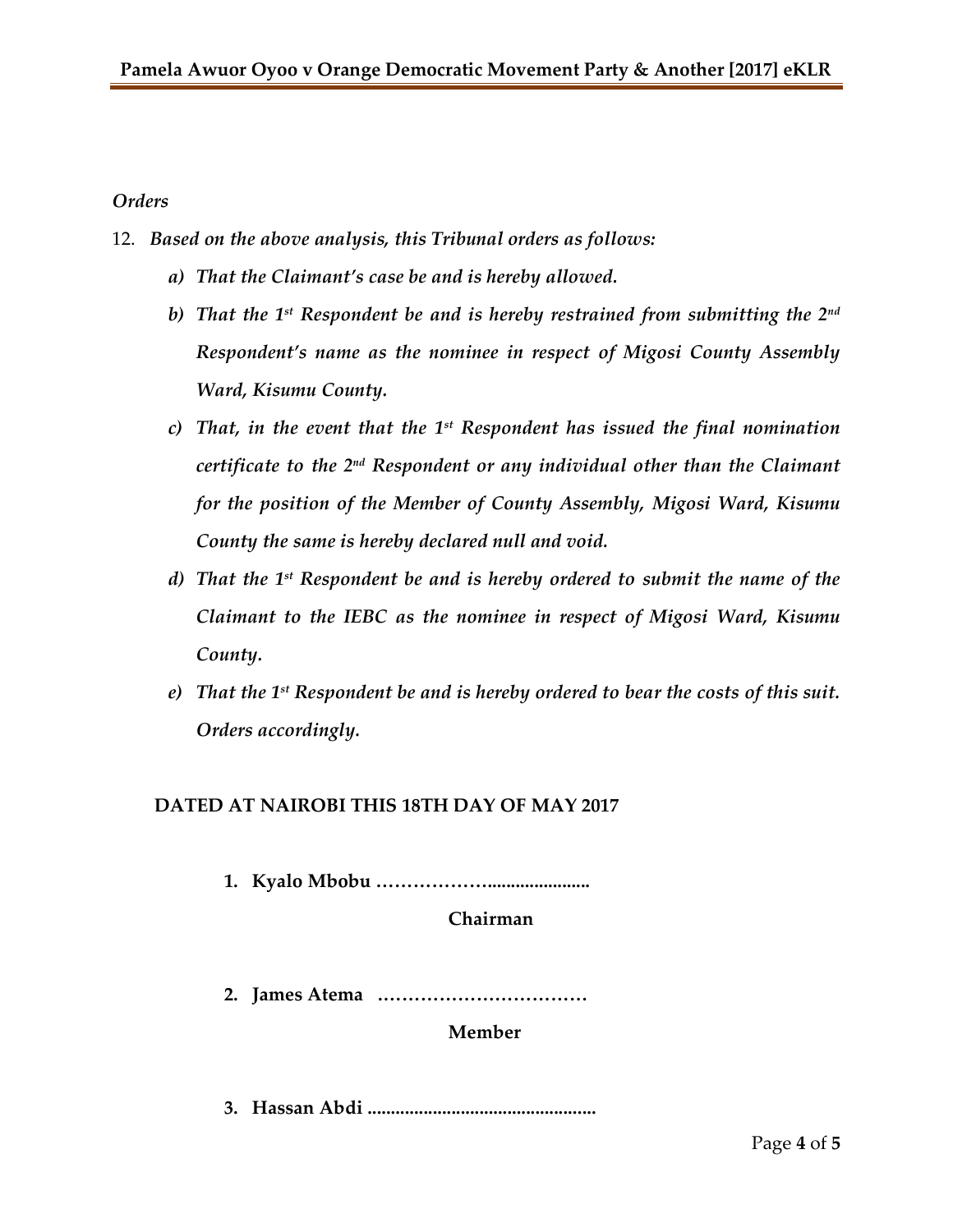*Orders*

12. ***Based on the above analysis, this Tribunal orders as follows:***
    - ***a) That the Claimant's case be and is hereby allowed.***
    - ***b) That the 1st Respondent be and is hereby restrained from submitting the 2nd Respondent's name as the nominee in respect of Migosi County Assembly Ward, Kisumu County.***
    - ***c) That, in the event that the 1st Respondent has issued the final nomination certificate to the 2nd Respondent or any individual other than the Claimant for the position of the Member of County Assembly, Migosi Ward, Kisumu County the same is hereby declared null and void.***
    - ***d) That the 1st Respondent be and is hereby ordered to submit the name of the Claimant to the IEBC as the nominee in respect of Migosi Ward, Kisumu County.***
    - ***e) That the 1st Respondent be and is hereby ordered to bear the costs of this suit. Orders accordingly.***

**DATED AT NAIROBI THIS 18TH DAY OF MAY 2017**

1. **Kyalo Mbobu ………………………………….**

   **Chairman**

2. **James Atema ……………………………**

   **Member**

3. **Hassan Abdi ……………………………………….**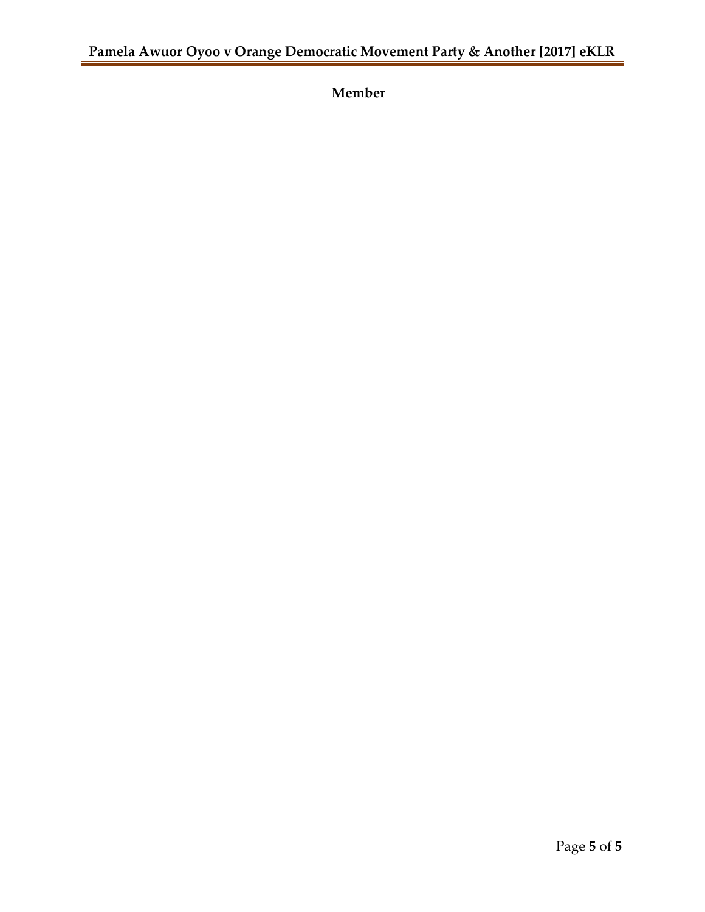**Member**